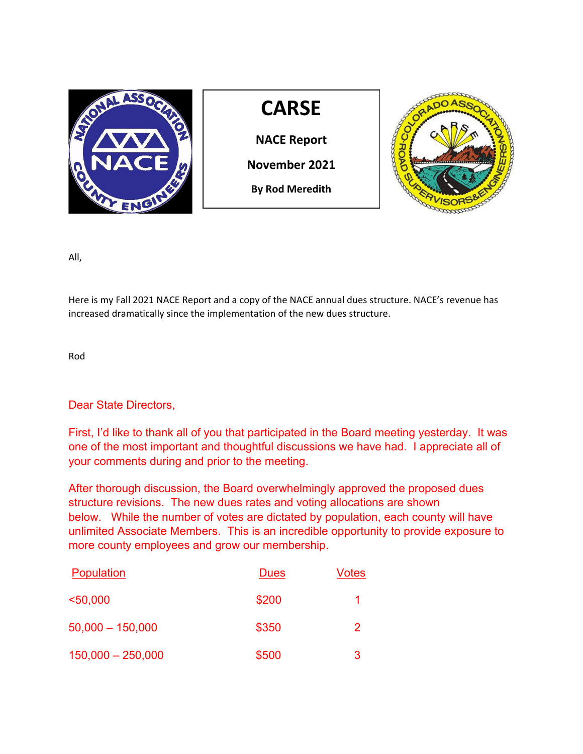# CARSE

**NACE Report**

**November 2021**

**By Rod Meredith**

All,

Here is my Fall 2021 NACE Report and a copy of the NACE annual dues structure. NACE's revenue has increased dramatically since the implementation of the new dues structure.

Rod

Dear State Directors,

First, I'd like to thank all of you that participated in the Board meeting yesterday. It was one of the most important and thoughtful discussions we have had. I appreciate all of your comments during and prior to the meeting.

After thorough discussion, the Board overwhelmingly approved the proposed dues structure revisions. The new dues rates and voting allocations are shown below. While the number of votes are dictated by population, each county will have unlimited Associate Members. This is an incredible opportunity to provide exposure to more county employees and grow our membership.

| Population | Dues | Votes |
|---|---|---|
| <50,000 | $200 | 1 |
| 50,000 – 150,000 | $350 | 2 |
| 150,000 – 250,000 | $500 | 3 |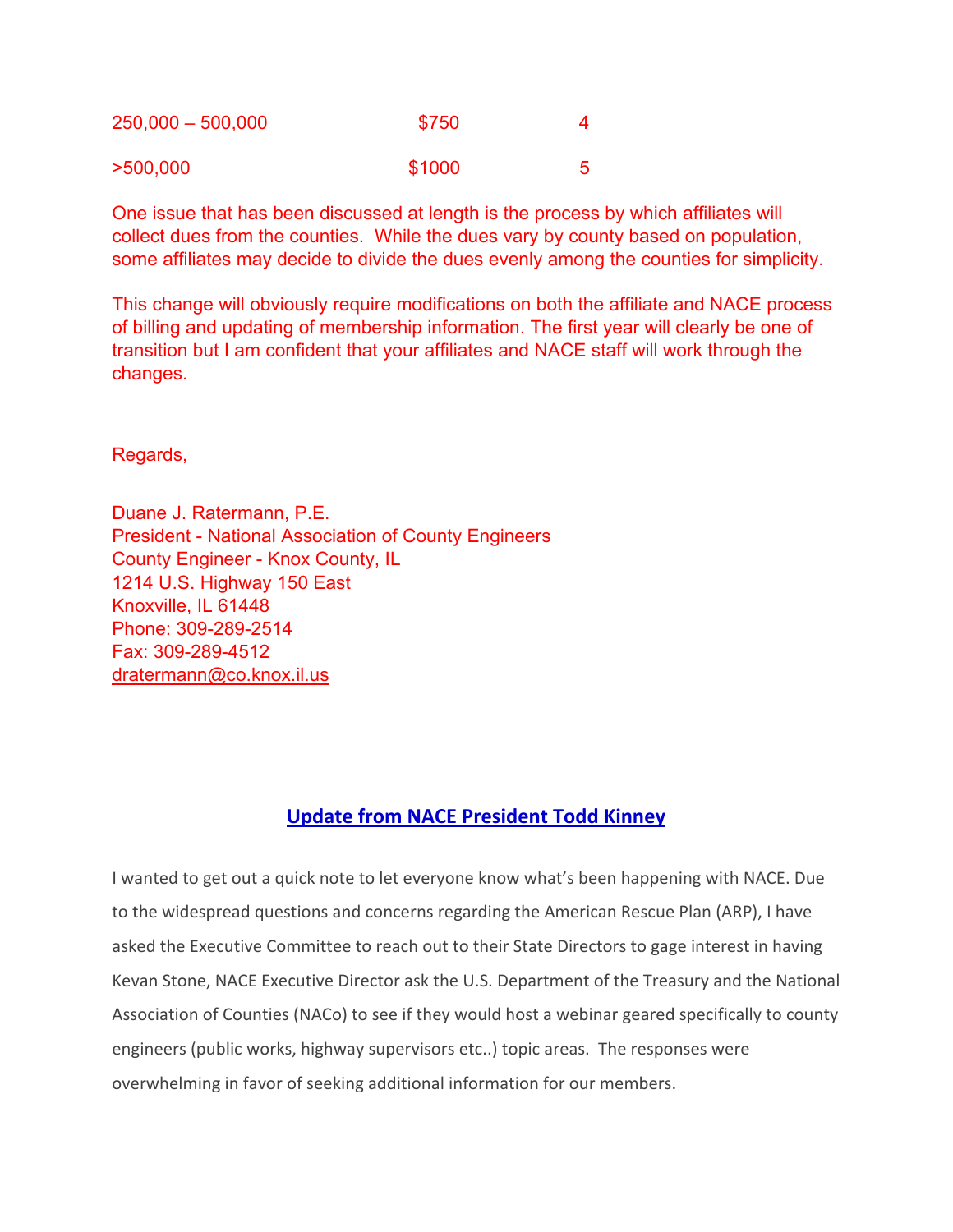| | | |
|---|---|---|
| 250,000 – 500,000 | $750 | 4 |
| >500,000 | $1000 | 5 |

One issue that has been discussed at length is the process by which affiliates will collect dues from the counties. While the dues vary by county based on population, some affiliates may decide to divide the dues evenly among the counties for simplicity.

This change will obviously require modifications on both the affiliate and NACE process of billing and updating of membership information. The first year will clearly be one of transition but I am confident that your affiliates and NACE staff will work through the changes.

Regards,

Duane J. Ratermann, P.E.
President - National Association of County Engineers
County Engineer - Knox County, IL
1214 U.S. Highway 150 East
Knoxville, IL 61448
Phone: 309-289-2514
Fax: 309-289-4512
dratermann@co.knox.il.us

## Update from NACE President Todd Kinney

I wanted to get out a quick note to let everyone know what's been happening with NACE. Due to the widespread questions and concerns regarding the American Rescue Plan (ARP), I have asked the Executive Committee to reach out to their State Directors to gage interest in having Kevan Stone, NACE Executive Director ask the U.S. Department of the Treasury and the National Association of Counties (NACo) to see if they would host a webinar geared specifically to county engineers (public works, highway supervisors etc..) topic areas. The responses were overwhelming in favor of seeking additional information for our members.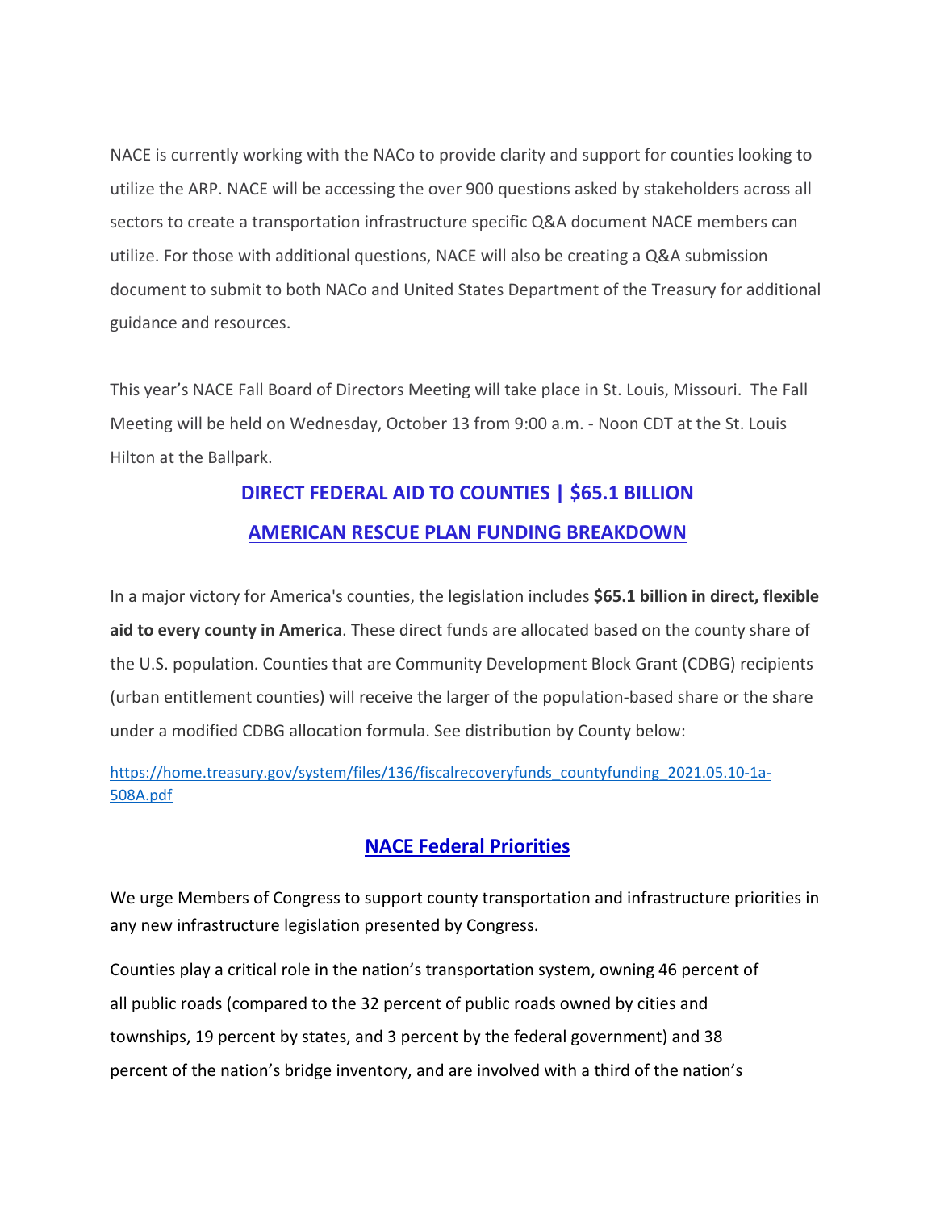NACE is currently working with the NACo to provide clarity and support for counties looking to utilize the ARP. NACE will be accessing the over 900 questions asked by stakeholders across all sectors to create a transportation infrastructure specific Q&A document NACE members can utilize. For those with additional questions, NACE will also be creating a Q&A submission document to submit to both NACo and United States Department of the Treasury for additional guidance and resources.

This year's NACE Fall Board of Directors Meeting will take place in St. Louis, Missouri. The Fall Meeting will be held on Wednesday, October 13 from 9:00 a.m. - Noon CDT at the St. Louis Hilton at the Ballpark.

## DIRECT FEDERAL AID TO COUNTIES | $65.1 BILLION

## AMERICAN RESCUE PLAN FUNDING BREAKDOWN

In a major victory for America's counties, the legislation includes **$65.1 billion in direct, flexible aid to every county in America**. These direct funds are allocated based on the county share of the U.S. population. Counties that are Community Development Block Grant (CDBG) recipients (urban entitlement counties) will receive the larger of the population-based share or the share under a modified CDBG allocation formula. See distribution by County below:

https://home.treasury.gov/system/files/136/fiscalrecoveryfunds_countyfunding_2021.05.10-1a-508A.pdf

## NACE Federal Priorities

We urge Members of Congress to support county transportation and infrastructure priorities in any new infrastructure legislation presented by Congress.

Counties play a critical role in the nation's transportation system, owning 46 percent of all public roads (compared to the 32 percent of public roads owned by cities and townships, 19 percent by states, and 3 percent by the federal government) and 38 percent of the nation's bridge inventory, and are involved with a third of the nation's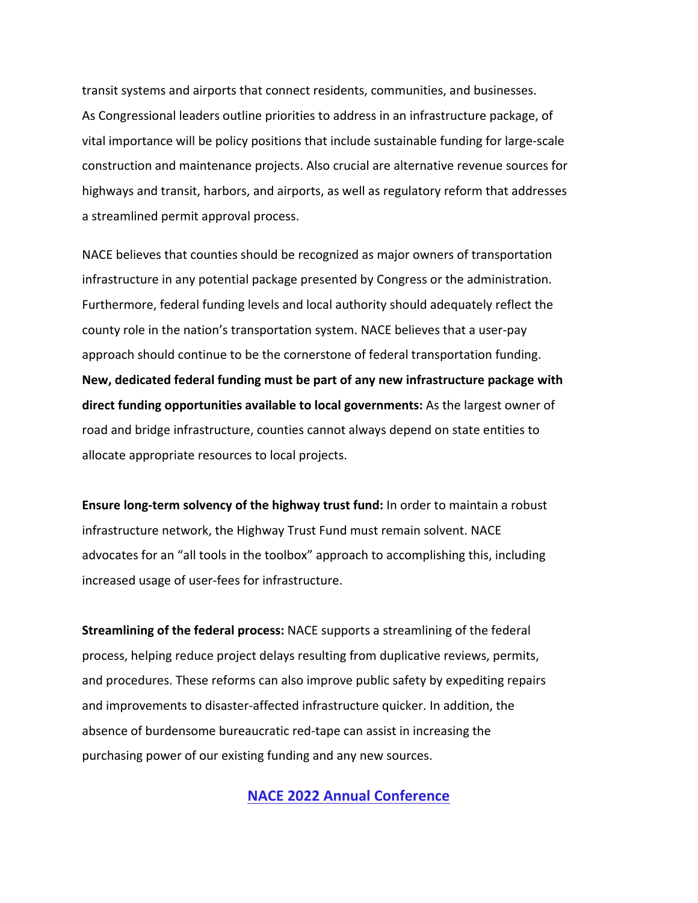transit systems and airports that connect residents, communities, and businesses. As Congressional leaders outline priorities to address in an infrastructure package, of vital importance will be policy positions that include sustainable funding for large-scale construction and maintenance projects. Also crucial are alternative revenue sources for highways and transit, harbors, and airports, as well as regulatory reform that addresses a streamlined permit approval process.

NACE believes that counties should be recognized as major owners of transportation infrastructure in any potential package presented by Congress or the administration. Furthermore, federal funding levels and local authority should adequately reflect the county role in the nation's transportation system. NACE believes that a user-pay approach should continue to be the cornerstone of federal transportation funding.

**New, dedicated federal funding must be part of any new infrastructure package with direct funding opportunities available to local governments:** As the largest owner of road and bridge infrastructure, counties cannot always depend on state entities to allocate appropriate resources to local projects.

**Ensure long-term solvency of the highway trust fund:** In order to maintain a robust infrastructure network, the Highway Trust Fund must remain solvent. NACE advocates for an "all tools in the toolbox" approach to accomplishing this, including increased usage of user-fees for infrastructure.

**Streamlining of the federal process:** NACE supports a streamlining of the federal process, helping reduce project delays resulting from duplicative reviews, permits, and procedures. These reforms can also improve public safety by expediting repairs and improvements to disaster-affected infrastructure quicker. In addition, the absence of burdensome bureaucratic red-tape can assist in increasing the purchasing power of our existing funding and any new sources.

**NACE 2022 Annual Conference**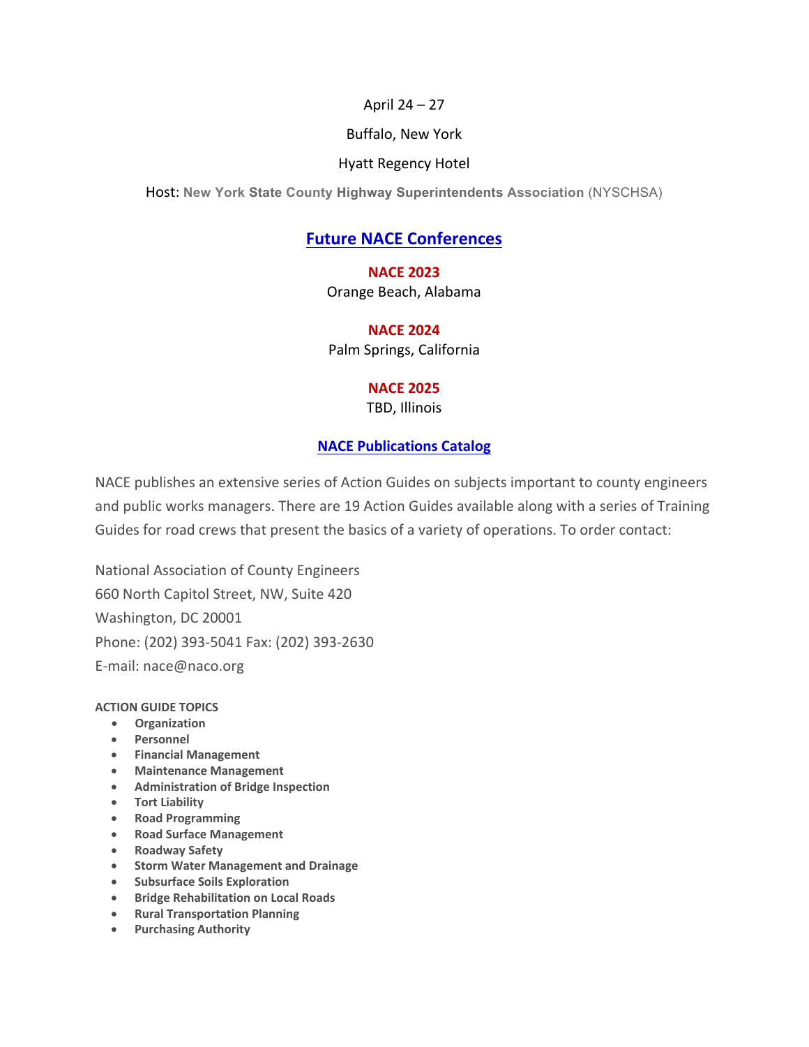April 24 – 27

Buffalo, New York

Hyatt Regency Hotel

Host: **New York State County Highway Superintendents Association** (NYSCHSA)

## Future NACE Conferences

**NACE 2023**
Orange Beach, Alabama

**NACE 2024**
Palm Springs, California

**NACE 2025**
TBD, Illinois

## NACE Publications Catalog

NACE publishes an extensive series of Action Guides on subjects important to county engineers and public works managers. There are 19 Action Guides available along with a series of Training Guides for road crews that present the basics of a variety of operations. To order contact:

National Association of County Engineers
660 North Capitol Street, NW, Suite 420
Washington, DC 20001
Phone: (202) 393-5041 Fax: (202) 393-2630
E-mail: nace@naco.org

**ACTION GUIDE TOPICS**

- **Organization**
- **Personnel**
- **Financial Management**
- **Maintenance Management**
- **Administration of Bridge Inspection**
- **Tort Liability**
- **Road Programming**
- **Road Surface Management**
- **Roadway Safety**
- **Storm Water Management and Drainage**
- **Subsurface Soils Exploration**
- **Bridge Rehabilitation on Local Roads**
- **Rural Transportation Planning**
- **Purchasing Authority**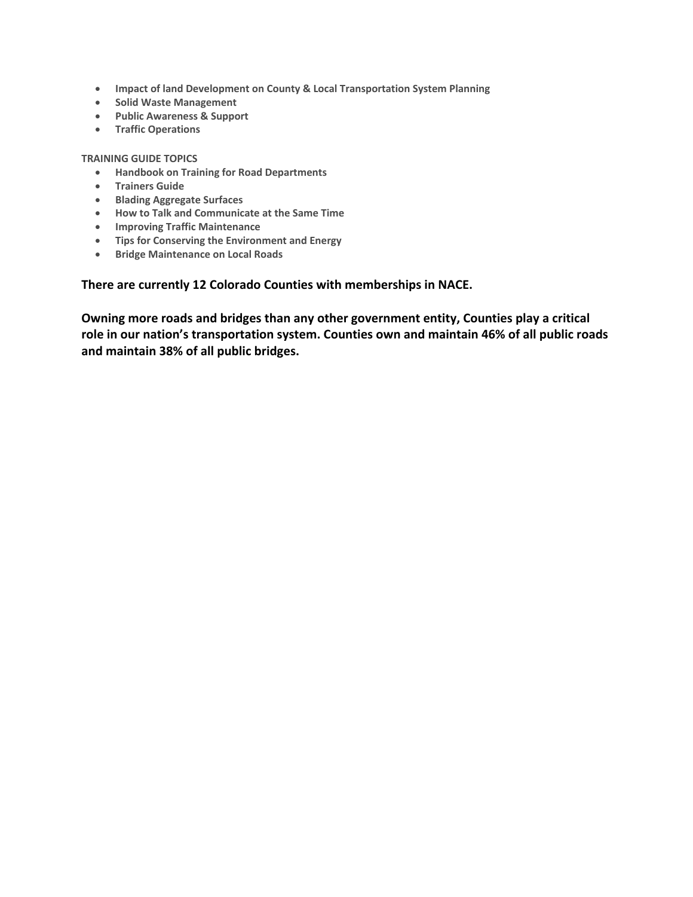- **Impact of land Development on County & Local Transportation System Planning**
- **Solid Waste Management**
- **Public Awareness & Support**
- **Traffic Operations**

**TRAINING GUIDE TOPICS**

- **Handbook on Training for Road Departments**
- **Trainers Guide**
- **Blading Aggregate Surfaces**
- **How to Talk and Communicate at the Same Time**
- **Improving Traffic Maintenance**
- **Tips for Conserving the Environment and Energy**
- **Bridge Maintenance on Local Roads**

**There are currently 12 Colorado Counties with memberships in NACE.**

**Owning more roads and bridges than any other government entity, Counties play a critical role in our nation's transportation system. Counties own and maintain 46% of all public roads and maintain 38% of all public bridges.**